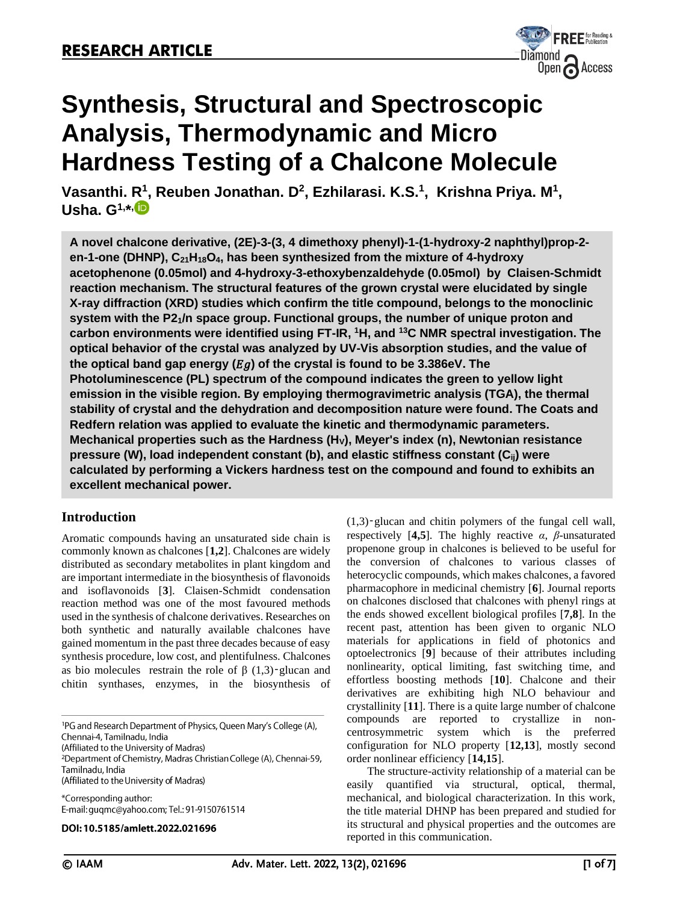RESEARCH ARTICLE

# Synthesis, Structural and Spectroscopic Analysis, Thermodynamic and Micro Hardness Testing of a Chalcone Molecule

**Vasanthi. R[1], Reuben Jonathan. D[2], Ezhilarasi. K.S.[1], Krishna Priya. M[1], Usha. G[1,*]**

**A novel chalcone derivative, (2E)-3-(3, 4 dimethoxy phenyl)-1-(1-hydroxy-2 naphthyl)prop-2-en-1-one (DHNP), $C_{21}H_{18}O_4$, has been synthesized from the mixture of 4-hydroxy acetophenone (0.05mol) and 4-hydroxy-3-ethoxybenzaldehyde (0.05mol) by Claisen-Schmidt reaction mechanism. The structural features of the grown crystal were elucidated by single X-ray diffraction (XRD) studies which confirm the title compound, belongs to the monoclinic system with the $P2_1/n$ space group. Functional groups, the number of unique proton and carbon environments were identified using FT-IR, $^1H$, and $^{13}C$ NMR spectral investigation. The optical behavior of the crystal was analyzed by UV-Vis absorption studies, and the value of the optical band gap energy ($Eg$) of the crystal is found to be 3.386eV. The Photoluminescence (PL) spectrum of the compound indicates the green to yellow light emission in the visible region. By employing thermogravimetric analysis (TGA), the thermal stability of crystal and the dehydration and decomposition nature were found. The Coats and Redfern relation was applied to evaluate the kinetic and thermodynamic parameters. Mechanical properties such as the Hardness ($H_V$), Meyer's index (n), Newtonian resistance pressure (W), load independent constant (b), and elastic stiffness constant ($C_{ij}$) were calculated by performing a Vickers hardness test on the compound and found to exhibits an excellent mechanical power.**

## Introduction

Aromatic compounds having an unsaturated side chain is commonly known as chalcones [**1,2**]. Chalcones are widely distributed as secondary metabolites in plant kingdom and are important intermediate in the biosynthesis of flavonoids and isoflavonoids [**3**]. Claisen-Schmidt condensation reaction method was one of the most favoured methods used in the synthesis of chalcone derivatives. Researches on both synthetic and naturally available chalcones have gained momentum in the past three decades because of easy synthesis procedure, low cost, and plentifulness. Chalcones as bio molecules restrain the role of β (1,3)-glucan and chitin synthases, enzymes, in the biosynthesis of (1,3)-glucan and chitin polymers of the fungal cell wall, respectively [**4,5**]. The highly reactive *α*, *β*-unsaturated propenone group in chalcones is believed to be useful for the conversion of chalcones to various classes of heterocyclic compounds, which makes chalcones, a favored pharmacophore in medicinal chemistry [**6**]. Journal reports on chalcones disclosed that chalcones with phenyl rings at the ends showed excellent biological profiles [**7,8**]. In the recent past, attention has been given to organic NLO materials for applications in field of photonics and optoelectronics [**9**] because of their attributes including nonlinearity, optical limiting, fast switching time, and effortless boosting methods [**10**]. Chalcone and their derivatives are exhibiting high NLO behaviour and crystallinity [**11**]. There is a quite large number of chalcone compounds are reported to crystallize in non-centrosymmetric system which is the preferred configuration for NLO property [**12,13**], mostly second order nonlinear efficiency [**14,15**].

The structure-activity relationship of a material can be easily quantified via structural, optical, thermal, mechanical, and biological characterization. In this work, the title material DHNP has been prepared and studied for its structural and physical properties and the outcomes are reported in this communication.

[1]PG and Research Department of Physics, Queen Mary's College (A), Chennai-4, Tamilnadu, India
(Affiliated to the University of Madras)
[2]Department of Chemistry, Madras Christian College (A), Chennai-59, Tamilnadu, India
(Affiliated to the University of Madras)

*Corresponding author:
E-mail: guqmc@yahoo.com; Tel.: 91-9150761514

**DOI: 10.5185/amlett.2022.021696**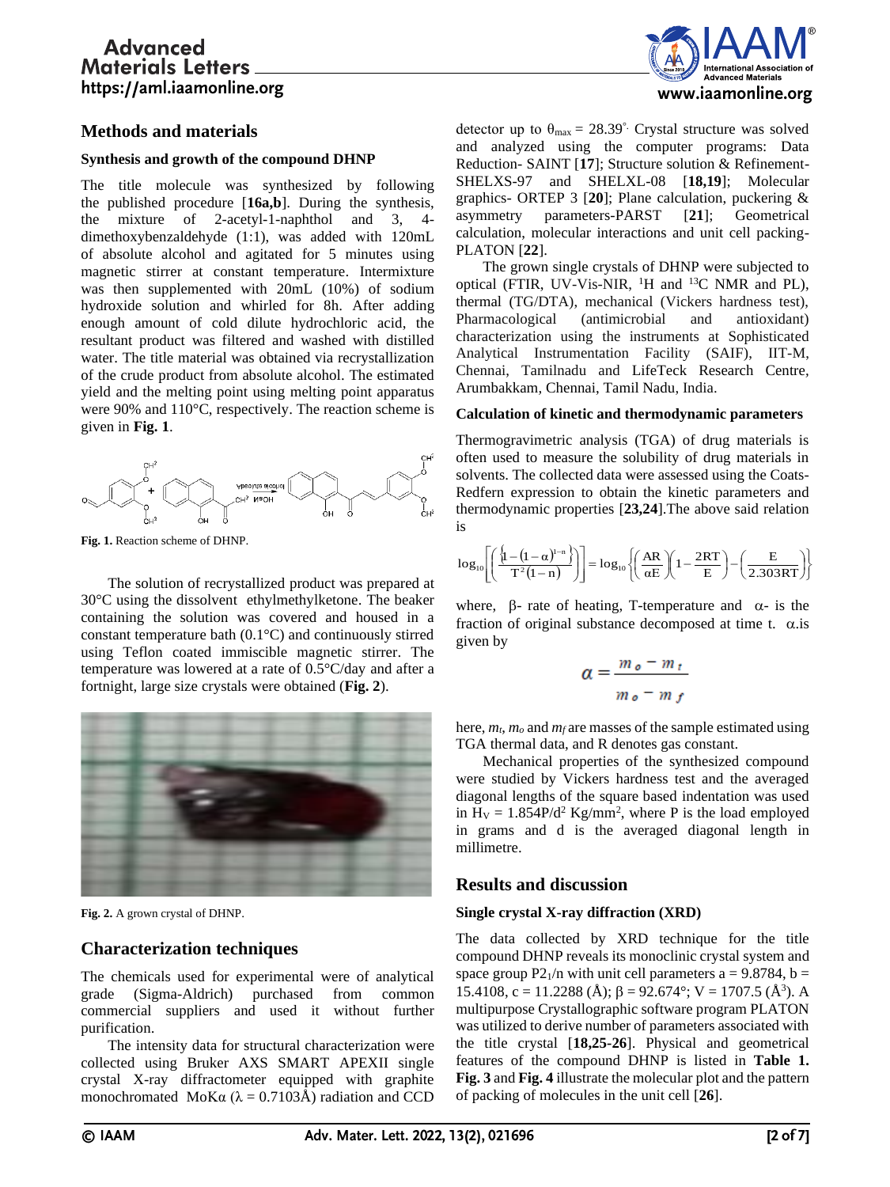## Methods and materials

### Synthesis and growth of the compound DHNP

The title molecule was synthesized by following the published procedure [**16a,b**]. During the synthesis, the mixture of 2-acetyl-1-naphthol and 3, 4-dimethoxybenzaldehyde (1:1), was added with 120mL of absolute alcohol and agitated for 5 minutes using magnetic stirrer at constant temperature. Intermixture was then supplemented with 20mL (10%) of sodium hydroxide solution and whirled for 8h. After adding enough amount of cold dilute hydrochloric acid, the resultant product was filtered and washed with distilled water. The title material was obtained via recrystallization of the crude product from absolute alcohol. The estimated yield and the melting point using melting point apparatus were 90% and 110°C, respectively. The reaction scheme is given in **Fig. 1**.

**Fig. 1.** Reaction scheme of DHNP.

The solution of recrystallized product was prepared at 30°C using the dissolvent ethylmethylketone. The beaker containing the solution was covered and housed in a constant temperature bath (0.1°C) and continuously stirred using Teflon coated immiscible magnetic stirrer. The temperature was lowered at a rate of 0.5°C/day and after a fortnight, large size crystals were obtained (**Fig. 2**).

**Fig. 2.** A grown crystal of DHNP.

## Characterization techniques

The chemicals used for experimental were of analytical grade (Sigma-Aldrich) purchased from common commercial suppliers and used it without further purification.

The intensity data for structural characterization were collected using Bruker AXS SMART APEXII single crystal X-ray diffractometer equipped with graphite monochromated MoKα ($\lambda = 0.7103$Å) radiation and CCD detector up to $\theta_{max} = 28.39^{\circ}$. Crystal structure was solved and analyzed using the computer programs: Data Reduction- SAINT [**17**]; Structure solution & Refinement- SHELXS-97 and SHELXL-08 [**18,19**]; Molecular graphics- ORTEP 3 [**20**]; Plane calculation, puckering & asymmetry parameters-PARST [**21**]; Geometrical calculation, molecular interactions and unit cell packing- PLATON [**22**].

The grown single crystals of DHNP were subjected to optical (FTIR, UV-Vis-NIR, $^{1}$H and $^{13}$C NMR and PL), thermal (TG/DTA), mechanical (Vickers hardness test), Pharmacological (antimicrobial and antioxidant) characterization using the instruments at Sophisticated Analytical Instrumentation Facility (SAIF), IIT-M, Chennai, Tamilnadu and LifeTeck Research Centre, Arumbakkam, Chennai, Tamil Nadu, India.

### Calculation of kinetic and thermodynamic parameters

Thermogravimetric analysis (TGA) of drug materials is often used to measure the solubility of drug materials in solvents. The collected data were assessed using the Coats-Redfern expression to obtain the kinetic parameters and thermodynamic properties [**23,24**].The above said relation is

$$\log_{10}\left[\left(\frac{\left\{1-(1-\alpha)^{1-n}\right\}}{T^{2}(1-n)}\right)\right] = \log_{10}\left\{\left(\frac{AR}{\alpha E}\right)\left(1-\frac{2RT}{E}\right)-\left(\frac{E}{2.303RT}\right)\right\}$$

where, β- rate of heating, T-temperature and α- is the fraction of original substance decomposed at time t. α.is given by

$$\alpha = \frac{m_o - m_t}{m_o - m_f}$$

here, $m_t$, $m_o$ and $m_f$ are masses of the sample estimated using TGA thermal data, and R denotes gas constant.

Mechanical properties of the synthesized compound were studied by Vickers hardness test and the averaged diagonal lengths of the square based indentation was used in $H_V = 1.854P/d^2$ Kg/mm$^2$, where P is the load employed in grams and d is the averaged diagonal length in millimetre.

## Results and discussion

### Single crystal X-ray diffraction (XRD)

The data collected by XRD technique for the title compound DHNP reveals its monoclinic crystal system and space group $P2_1/n$ with unit cell parameters a = 9.8784, b = 15.4108, c = 11.2288 (Å); β = 92.674°; V = 1707.5 (Å$^3$). A multipurpose Crystallographic software program PLATON was utilized to derive number of parameters associated with the title crystal [**18,25-26**]. Physical and geometrical features of the compound DHNP is listed in **Table 1. Fig. 3** and **Fig. 4** illustrate the molecular plot and the pattern of packing of molecules in the unit cell [**26**].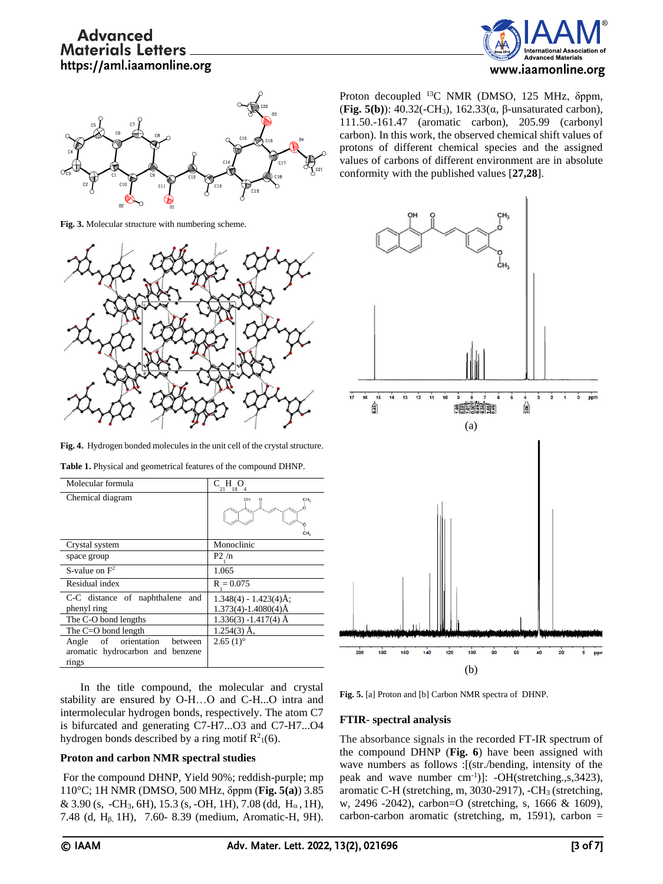Fig. 3. Molecular structure with numbering scheme.

Fig. 4. Hydrogen bonded molecules in the unit cell of the crystal structure.

**Table 1.** Physical and geometrical features of the compound DHNP.

| | |
|---|---|
| Molecular formula | $C_{21}H_{18}O_4$ |
| Chemical diagram | |
| Crystal system | Monoclinic |
| space group | $P2_1/n$ |
| S-value on $F^2$ | 1.065 |
| Residual index | $R_1 = 0.075$ |
| C-C distance of naphthalene and phenyl ring | 1.348(4) - 1.423(4)Å; 1.373(4)-1.4080(4)Å |
| The C-O bond lengths | 1.336(3) -1.417(4) Å |
| The C=O bond length | 1.254(3) Å, |
| Angle of orientation between aromatic hydrocarbon and benzene rings | 2.65 (1)° |

In the title compound, the molecular and crystal stability are ensured by O-H…O and C-H...O intra and intermolecular hydrogen bonds, respectively. The atom C7 is bifurcated and generating C7-H7...O3 and C7-H7...O4 hydrogen bonds described by a ring motif $R^2_1(6)$.

### Proton and carbon NMR spectral studies

For the compound DHNP, Yield 90%; reddish-purple; mp 110°C; 1H NMR (DMSO, 500 MHz, δppm (**Fig. 5(a)**) 3.85 & 3.90 (s, $-CH_3$, 6H), 15.3 (s, -OH, 1H), 7.08 (dd, $H_\alpha$, 1H), 7.48 (d, $H_\beta$, 1H), 7.60- 8.39 (medium, Aromatic-H, 9H). Proton decoupled $^{13}C$ NMR (DMSO, 125 MHz, δppm, (**Fig. 5(b)**): 40.32($-CH_3$), 162.33(α, β-unsaturated carbon), 111.50.-161.47 (aromatic carbon), 205.99 (carbonyl carbon). In this work, the observed chemical shift values of protons of different chemical species and the assigned values of carbons of different environment are in absolute conformity with the published values [**27,28**].

Fig. 5. [a] Proton and [b] Carbon NMR spectra of DHNP.

### FTIR- spectral analysis

The absorbance signals in the recorded FT-IR spectrum of the compound DHNP (**Fig. 6**) have been assigned with wave numbers as follows :[(str./bending, intensity of the peak and wave number $cm^{-1}$)]: -OH(stretching.,s,3423), aromatic C-H (stretching, m, 3030-2917), $-CH_3$ (stretching, w, 2496 -2042), carbon=O (stretching, s, 1666 & 1609), carbon-carbon aromatic (stretching, m, 1591), carbon =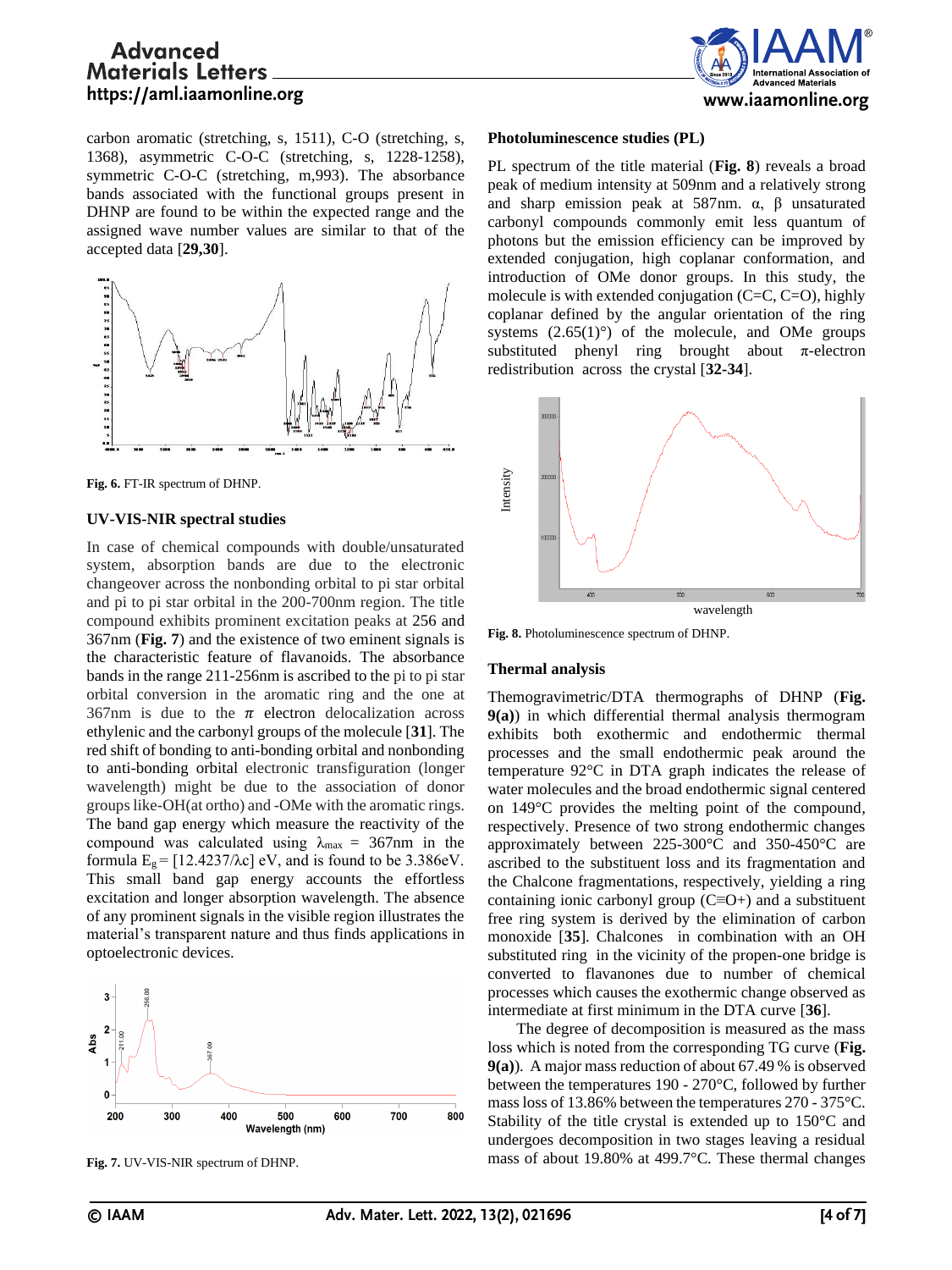carbon aromatic (stretching, s, 1511), C-O (stretching, s, 1368), asymmetric C-O-C (stretching, s, 1228-1258), symmetric C-O-C (stretching, m,993). The absorbance bands associated with the functional groups present in DHNP are found to be within the expected range and the assigned wave number values are similar to that of the accepted data [**29,30**].

**Fig. 6.** FT-IR spectrum of DHNP.

### UV-VIS-NIR spectral studies

In case of chemical compounds with double/unsaturated system, absorption bands are due to the electronic changeover across the nonbonding orbital to pi star orbital and pi to pi star orbital in the 200-700nm region. The title compound exhibits prominent excitation peaks at 256 and 367nm (**Fig. 7**) and the existence of two eminent signals is the characteristic feature of flavanoids. The absorbance bands in the range 211-256nm is ascribed to the pi to pi star orbital conversion in the aromatic ring and the one at 367nm is due to the $\pi$ electron delocalization across ethylenic and the carbonyl groups of the molecule [**31**]. The red shift of bonding to anti-bonding orbital and nonbonding to anti-bonding orbital electronic transfiguration (longer wavelength) might be due to the association of donor groups like-OH(at ortho) and -OMe with the aromatic rings. The band gap energy which measure the reactivity of the compound was calculated using $\lambda_{max}$ = 367nm in the formula $E_g = [12.4237/\lambda c]$ eV, and is found to be 3.386eV. This small band gap energy accounts the effortless excitation and longer absorption wavelength. The absence of any prominent signals in the visible region illustrates the material's transparent nature and thus finds applications in optoelectronic devices.

**Fig. 7.** UV-VIS-NIR spectrum of DHNP.

### Photoluminescence studies (PL)

PL spectrum of the title material (**Fig. 8**) reveals a broad peak of medium intensity at 509nm and a relatively strong and sharp emission peak at 587nm. α, β unsaturated carbonyl compounds commonly emit less quantum of photons but the emission efficiency can be improved by extended conjugation, high coplanar conformation, and introduction of OMe donor groups. In this study, the molecule is with extended conjugation (C=C, C=O), highly coplanar defined by the angular orientation of the ring systems (2.65(1)°) of the molecule, and OMe groups substituted phenyl ring brought about π-electron redistribution across the crystal [**32-34**].

**Fig. 8.** Photoluminescence spectrum of DHNP.

### Thermal analysis

Themogravimetric/DTA thermographs of DHNP (**Fig. 9(a)**) in which differential thermal analysis thermogram exhibits both exothermic and endothermic thermal processes and the small endothermic peak around the temperature 92°C in DTA graph indicates the release of water molecules and the broad endothermic signal centered on 149°C provides the melting point of the compound, respectively. Presence of two strong endothermic changes approximately between 225-300°C and 350-450°C are ascribed to the substituent loss and its fragmentation and the Chalcone fragmentations, respectively, yielding a ring containing ionic carbonyl group (C≡O+) and a substituent free ring system is derived by the elimination of carbon monoxide [**35**]. Chalcones in combination with an OH substituted ring in the vicinity of the propen-one bridge is converted to flavanones due to number of chemical processes which causes the exothermic change observed as intermediate at first minimum in the DTA curve [**36**].

The degree of decomposition is measured as the mass loss which is noted from the corresponding TG curve (**Fig. 9(a)**). A major mass reduction of about 67.49 % is observed between the temperatures 190 - 270°C, followed by further mass loss of 13.86% between the temperatures 270 - 375°C. Stability of the title crystal is extended up to 150°C and undergoes decomposition in two stages leaving a residual mass of about 19.80% at 499.7°C. These thermal changes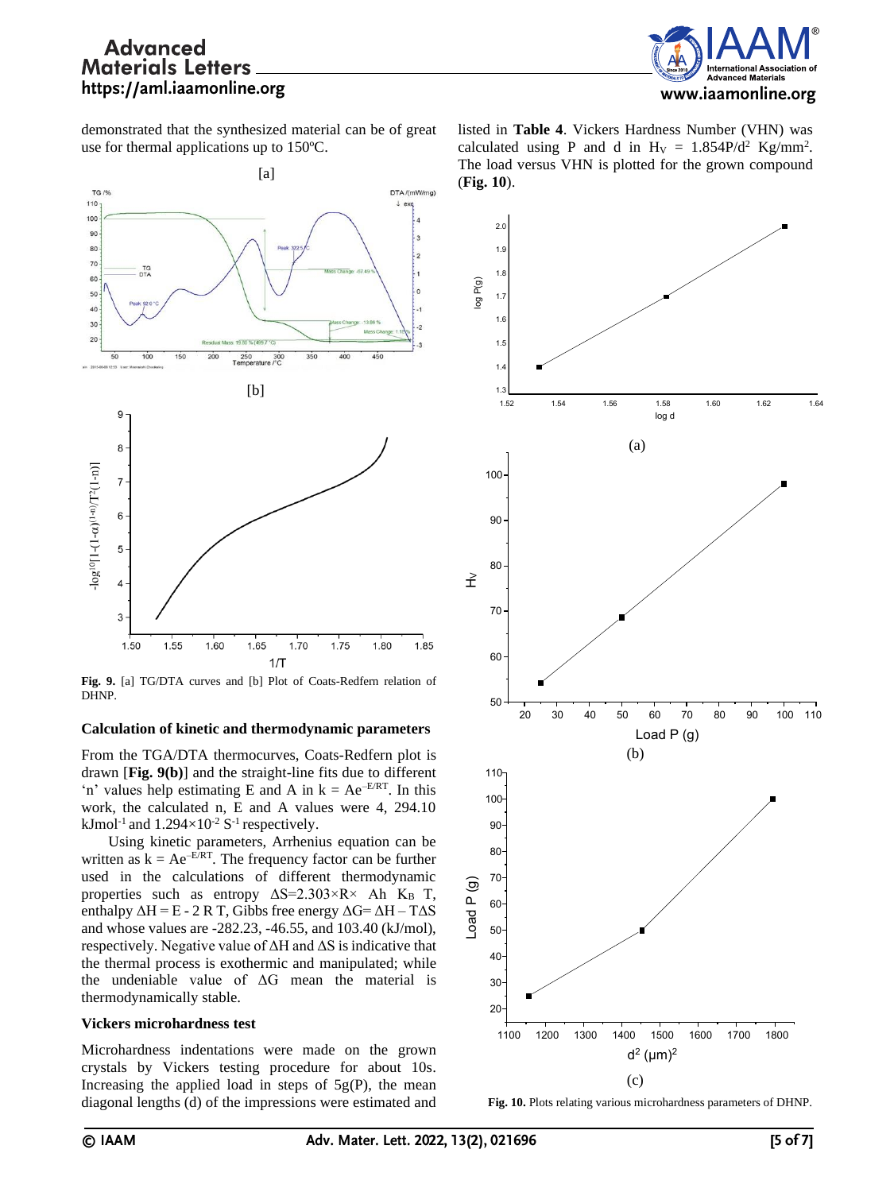demonstrated that the synthesized material can be of great use for thermal applications up to 150ºC.

**Fig. 9.** [a] TG/DTA curves and [b] Plot of Coats-Redfern relation of DHNP.

### Calculation of kinetic and thermodynamic parameters

From the TGA/DTA thermocurves, Coats-Redfern plot is drawn [**Fig. 9(b)**] and the straight-line fits due to different 'n' values help estimating E and A in $k = Ae^{-E/RT}$. In this work, the calculated n, E and A values were 4, 294.10 $kJmol^{-1}$ and $1.294\times10^{-2}$ $S^{-1}$ respectively.

Using kinetic parameters, Arrhenius equation can be written as $k = Ae^{-E/RT}$. The frequency factor can be further used in the calculations of different thermodynamic properties such as entropy $\Delta S=2.303\times R\times$ Ah $K_B$ T, enthalpy $\Delta H = E - 2 R T$, Gibbs free energy $\Delta G= \Delta H - T\Delta S$ and whose values are -282.23, -46.55, and 103.40 (kJ/mol), respectively. Negative value of ΔH and ΔS is indicative that the thermal process is exothermic and manipulated; while the undeniable value of ΔG mean the material is thermodynamically stable.

### Vickers microhardness test

Microhardness indentations were made on the grown crystals by Vickers testing procedure for about 10s. Increasing the applied load in steps of 5g(P), the mean diagonal lengths (d) of the impressions were estimated and listed in **Table 4**. Vickers Hardness Number (VHN) was calculated using P and d in $H_V = 1.854P/d^2$ $Kg/mm^2$. The load versus VHN is plotted for the grown compound (**Fig. 10**).

**Fig. 10.** Plots relating various microhardness parameters of DHNP.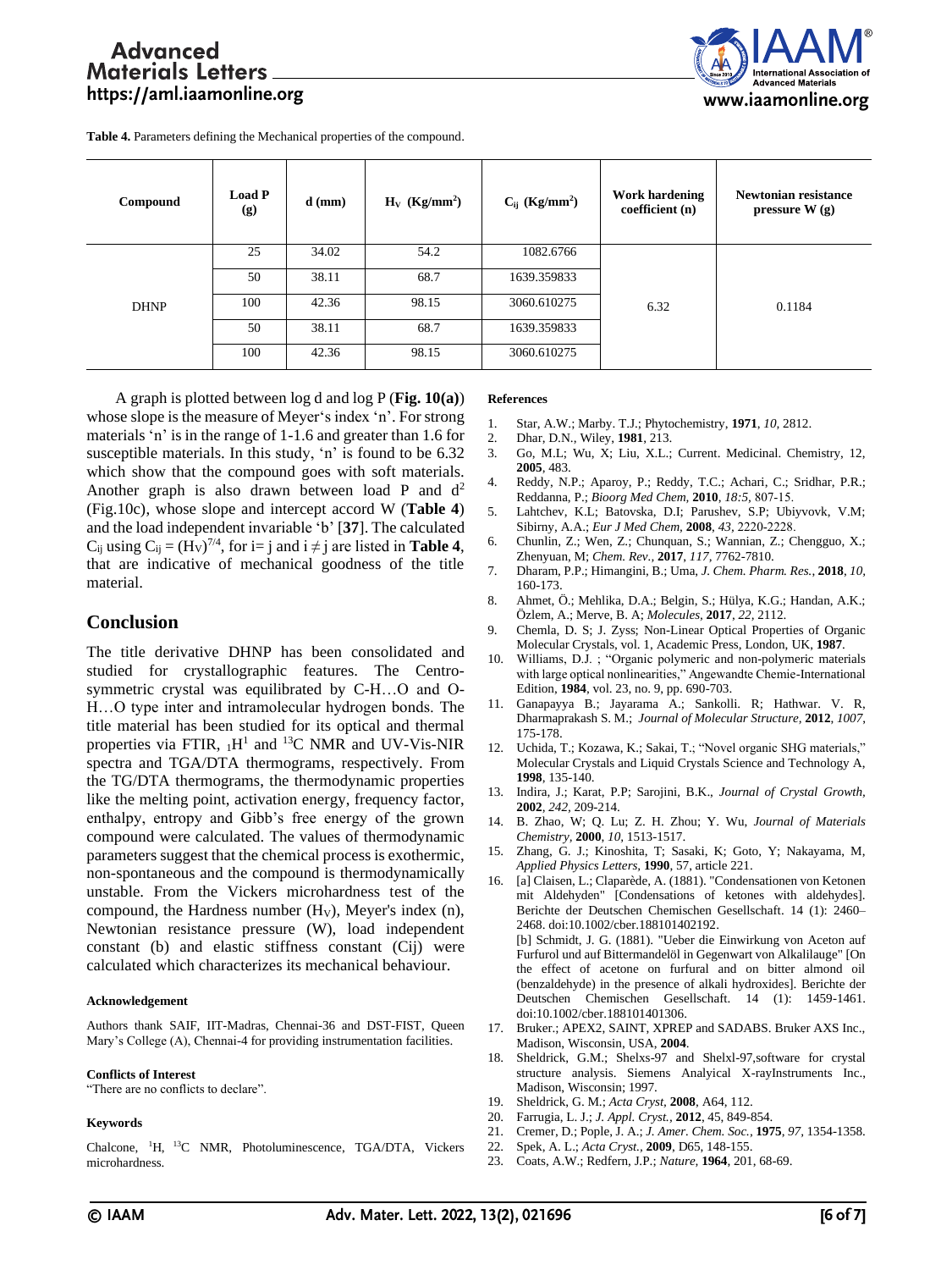**Table 4.** Parameters defining the Mechanical properties of the compound.

| Compound | Load P (g) | d (mm) | $H_V$ (Kg/mm$^2$) | $C_{ij}$ (Kg/mm$^2$) | Work hardening coefficient (n) | Newtonian resistance pressure W (g) |
|---|---|---|---|---|---|---|
| DHNP | 25 | 34.02 | 54.2 | 1082.6766 | 6.32 | 0.1184 |
| | 50 | 38.11 | 68.7 | 1639.359833 | | |
| | 100 | 42.36 | 98.15 | 3060.610275 | | |
| | 50 | 38.11 | 68.7 | 1639.359833 | | |
| | 100 | 42.36 | 98.15 | 3060.610275 | | |

A graph is plotted between log d and log P (**Fig. 10(a)**) whose slope is the measure of Meyer's index 'n'. For strong materials 'n' is in the range of 1-1.6 and greater than 1.6 for susceptible materials. In this study, 'n' is found to be 6.32 which show that the compound goes with soft materials. Another graph is also drawn between load P and $d^2$ (Fig.10c), whose slope and intercept accord W (**Table 4**) and the load independent invariable 'b' [**37**]. The calculated $C_{ij}$ using $C_{ij} = (H_V)^{7/4}$, for i= j and $i \neq j$ are listed in **Table 4**, that are indicative of mechanical goodness of the title material.

## Conclusion

The title derivative DHNP has been consolidated and studied for crystallographic features. The Centro-symmetric crystal was equilibrated by C-H…O and O-H…O type inter and intramolecular hydrogen bonds. The title material has been studied for its optical and thermal properties via FTIR, $_1H^1$ and $^{13}C$ NMR and UV-Vis-NIR spectra and TGA/DTA thermograms, respectively. From the TG/DTA thermograms, the thermodynamic properties like the melting point, activation energy, frequency factor, enthalpy, entropy and Gibb's free energy of the grown compound were calculated. The values of thermodynamic parameters suggest that the chemical process is exothermic, non-spontaneous and the compound is thermodynamically unstable. From the Vickers microhardness test of the compound, the Hardness number ($H_V$), Meyer's index (n), Newtonian resistance pressure (W), load independent constant (b) and elastic stiffness constant (Cij) were calculated which characterizes its mechanical behaviour.

#### Acknowledgement

Authors thank SAIF, IIT-Madras, Chennai-36 and DST-FIST, Queen Mary's College (A), Chennai-4 for providing instrumentation facilities.

#### Conflicts of Interest

"There are no conflicts to declare".

#### Keywords

Chalcone, $^1H$, $^{13}C$ NMR, Photoluminescence, TGA/DTA, Vickers microhardness.

#### References

1. Star, A.W.; Marby. T.J.; Phytochemistry, **1971**, *10*, 2812.
2. Dhar, D.N., Wiley, **1981**, 213.
3. Go, M.L; Wu, X; Liu, X.L.; Current. Medicinal. Chemistry, 12, **2005**, 483.
4. Reddy, N.P.; Aparoy, P.; Reddy, T.C.; Achari, C.; Sridhar, P.R.; Reddanna, P.; *Bioorg Med Chem*, **2010**, *18:5*, 807-15.
5. Lahtchev, K.L; Batovska, D.I; Parushev, S.P; Ubiyvovk, V.M; Sibirny, A.A.; *Eur J Med Chem*, **2008**, *43*, 2220-2228.
6. Chunlin, Z.; Wen, Z.; Chunquan, S.; Wannian, Z.; Chengguo, X.; Zhenyuan, M; *Chem. Rev.*, **2017**, *117*, 7762-7810.
7. Dharam, P.P.; Himangini, B.; Uma, *J. Chem. Pharm. Res.*, **2018**, *10*, 160-173.
8. Ahmet, Ö.; Mehlika, D.A.; Belgin, S.; Hülya, K.G.; Handan, A.K.; Özlem, A.; Merve, B. A; *Molecules*, **2017**, *22*, 2112.
9. Chemla, D. S; J. Zyss; Non-Linear Optical Properties of Organic Molecular Crystals, vol. 1, Academic Press, London, UK, **1987**.
10. Williams, D.J. ; "Organic polymeric and non-polymeric materials with large optical nonlinearities," Angewandte Chemie-International Edition, **1984**, vol. 23, no. 9, pp. 690-703.
11. Ganapayya B.; Jayarama A.; Sankolli. R; Hathwar. V. R, Dharmaprakash S. M.; *Journal of Molecular Structure*, **2012**, *1007*, 175-178.
12. Uchida, T.; Kozawa, K.; Sakai, T.; "Novel organic SHG materials," Molecular Crystals and Liquid Crystals Science and Technology A, **1998**, 135-140.
13. Indira, J.; Karat, P.P; Sarojini, B.K., *Journal of Crystal Growth*, **2002**, *242*, 209-214.
14. B. Zhao, W; Q. Lu; Z. H. Zhou; Y. Wu, *Journal of Materials Chemistry*, **2000**, *10*, 1513-1517.
15. Zhang, G. J.; Kinoshita, T; Sasaki, K; Goto, Y; Nakayama, M, *Applied Physics Letters*, **1990**, 57, article 221.
16. [a] Claisen, L.; Claparède, A. (1881). "Condensationen von Ketonen mit Aldehyden" [Condensations of ketones with aldehydes]. Berichte der Deutschen Chemischen Gesellschaft. 14 (1): 2460–2468. doi:10.1002/cber.188101402192.
    [b] Schmidt, J. G. (1881). "Ueber die Einwirkung von Aceton auf Furfurol und auf Bittermandelöl in Gegenwart von Alkalilauge" [On the effect of acetone on furfural and on bitter almond oil (benzaldehyde) in the presence of alkali hydroxides]. Berichte der Deutschen Chemischen Gesellschaft. 14 (1): 1459-1461. doi:10.1002/cber.188101401306.
17. Bruker.; APEX2, SAINT, XPREP and SADABS. Bruker AXS Inc., Madison, Wisconsin, USA, **2004**.
18. Sheldrick, G.M.; Shelxs-97 and Shelxl-97,software for crystal structure analysis. Siemens Analyical X-rayInstruments Inc., Madison, Wisconsin; 1997.
19. Sheldrick, G. M.; *Acta Cryst*, **2008**, A64, 112.
20. Farrugia, L. J.; *J. Appl. Cryst.*, **2012**, 45, 849-854.
21. Cremer, D.; Pople, J. A.; *J. Amer. Chem. Soc.*, **1975**, *97*, 1354-1358.
22. Spek, A. L.; *Acta Cryst.*, **2009**, D65, 148-155.
23. Coats, A.W.; Redfern, J.P.; *Nature*, **1964**, 201, 68-69.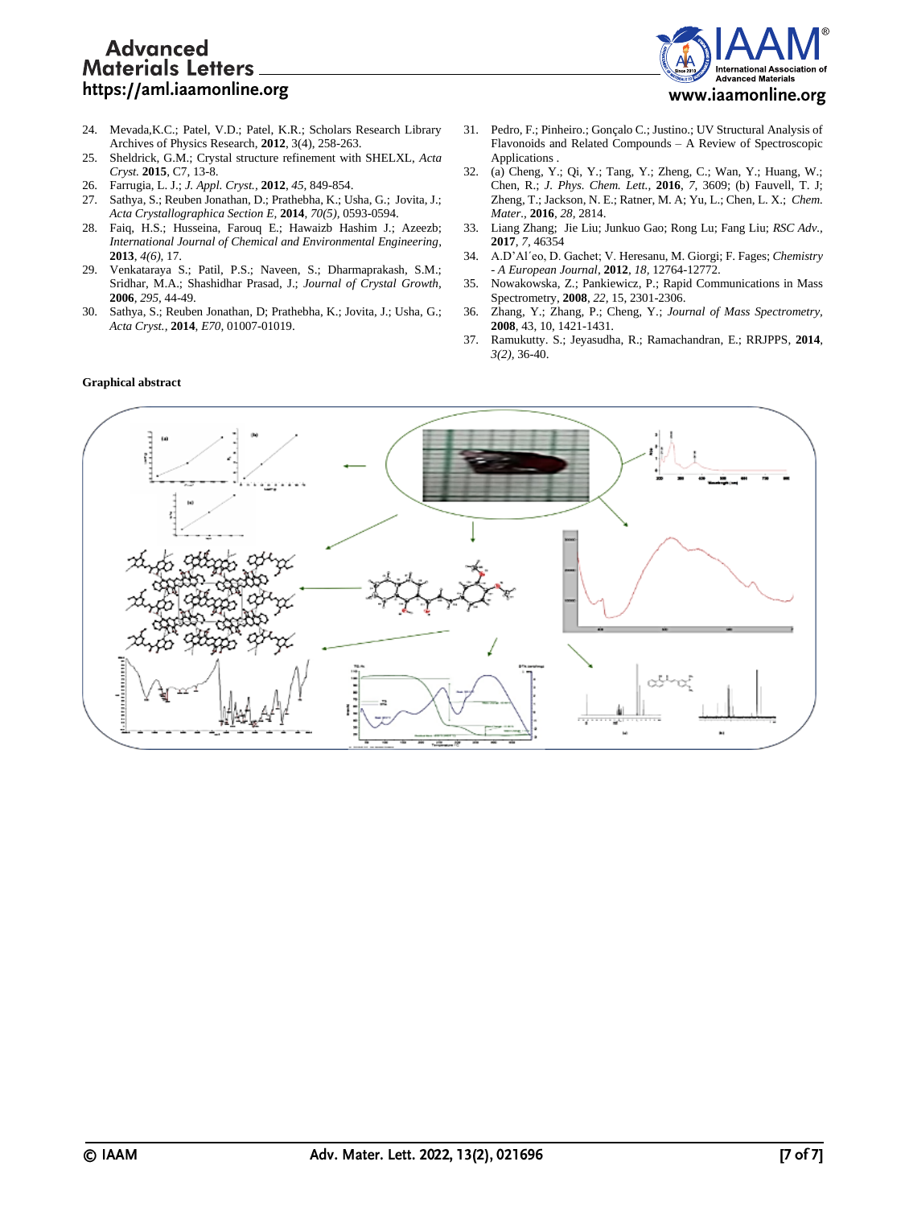24. Mevada,K.C.; Patel, V.D.; Patel, K.R.; Scholars Research Library Archives of Physics Research, **2012**, 3(4), 258-263.
25. Sheldrick, G.M.; Crystal structure refinement with SHELXL, *Acta Cryst.* **2015**, C7, 13-8.
26. Farrugia, L. J.; *J. Appl. Cryst.*, **2012**, *45*, 849-854.
27. Sathya, S.; Reuben Jonathan, D.; Prathebha, K.; Usha, G.; Jovita, J.; *Acta Crystallographica Section E*, **2014**, *70(5)*, 0593-0594.
28. Faiq, H.S.; Husseina, Farouq E.; Hawaizb Hashim J.; Azeezb; *International Journal of Chemical and Environmental Engineering*, **2013**, *4(6)*, 17.
29. Venkataraya S.; Patil, P.S.; Naveen, S.; Dharmaprakash, S.M.; Sridhar, M.A.; Shashidhar Prasad, J.; *Journal of Crystal Growth*, **2006**, *295*, 44-49.
30. Sathya, S.; Reuben Jonathan, D; Prathebha, K.; Jovita, J.; Usha, G.; *Acta Cryst.*, **2014**, *E70*, 01007-01019.
31. Pedro, F.; Pinheiro.; Gonçalo C.; Justino.; UV Structural Analysis of Flavonoids and Related Compounds – A Review of Spectroscopic Applications .
32. (a) Cheng, Y.; Qi, Y.; Tang, Y.; Zheng, C.; Wan, Y.; Huang, W.; Chen, R.; *J. Phys. Chem. Lett.*, **2016**, *7*, 3609; (b) Fauvell, T. J; Zheng, T.; Jackson, N. E.; Ratner, M. A; Yu, L.; Chen, L. X.; *Chem. Mater.*, **2016**, *28*, 2814.
33. Liang Zhang; Jie Liu; Junkuo Gao; Rong Lu; Fang Liu; *RSC Adv.*, **2017**, *7*, 46354
34. A.D'Al´eo, D. Gachet; V. Heresanu, M. Giorgi; F. Fages; *Chemistry - A European Journal*, **2012**, *18*, 12764-12772.
35. Nowakowska, Z.; Pankiewicz, P.; Rapid Communications in Mass Spectrometry, **2008**, *22*, 15, 2301-2306.
36. Zhang, Y.; Zhang, P.; Cheng, Y.; *Journal of Mass Spectrometry*, **2008**, 43, 10, 1421-1431.
37. Ramukutty. S.; Jeyasudha, R.; Ramachandran, E.; RRJPPS, **2014**, *3(2)*, 36-40.

**Graphical abstract**